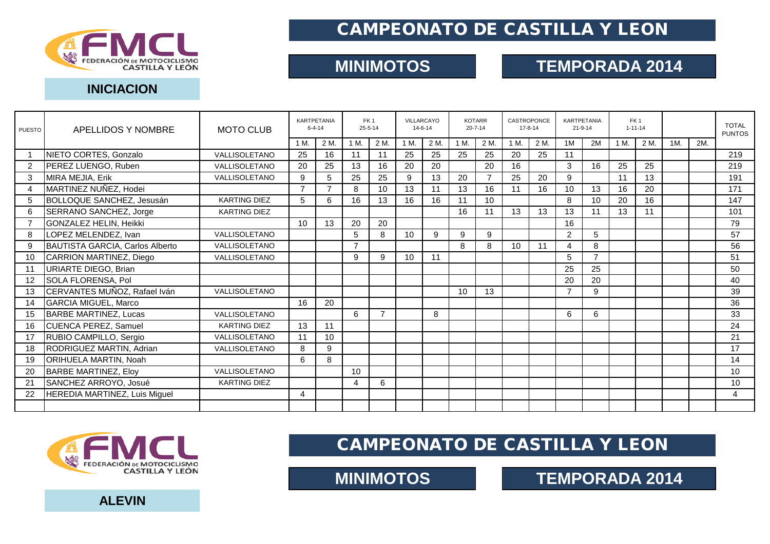# CAMPEONATO DE CASTILLA Y LEON

## MINIMOTOS

## TEMPORADA 2014

### INICIACION

| PUESTO | APELLIDOS Y NOMBRE | MOTO CLUB | KARTPETANIA 6-4-14 | | FK 1 25-5-14 | | VILLARCAYO 14-6-14 | | KOTARR 20-7-14 | | CASTROPONCE 17-8-14 | | KARTPETANIA 21-9-14 | | FK 1 1-11-14 | | | | TOTAL PUNTOS |
|---|---|---|---|---|---|---|---|---|---|---|---|---|---|---|---|---|---|---|---|
| | | | 1 M. | 2 M. | 1 M. | 2 M. | 1 M. | 2 M. | 1 M. | 2 M. | 1 M. | 2 M. | 1M | 2M | 1 M. | 2 M. | 1M. | 2M. | |
| 1 | NIETO CORTES, Gonzalo | VALLISOLETANO | 25 | 16 | 11 | 11 | 25 | 25 | 25 | 25 | 20 | 25 | 11 | | | | | | 219 |
| 2 | PEREZ LUENGO, Ruben | VALLISOLETANO | 20 | 25 | 13 | 16 | 20 | 20 | | 20 | 16 | | 3 | 16 | 25 | 25 | | | 219 |
| 3 | MIRA MEJIA, Erik | VALLISOLETANO | 9 | 5 | 25 | 25 | 9 | 13 | 20 | 7 | 25 | 20 | 9 | | 11 | 13 | | | 191 |
| 4 | MARTINEZ NUÑEZ, Hodei | | 7 | 7 | 8 | 10 | 13 | 11 | 13 | 16 | 11 | 16 | 10 | 13 | 16 | 20 | | | 171 |
| 5 | BOLLOQUE SANCHEZ, Jesusán | KARTING DIEZ | 5 | 6 | 16 | 13 | 16 | 16 | 11 | 10 | | | 8 | 10 | 20 | 16 | | | 147 |
| 6 | SERRANO SANCHEZ, Jorge | KARTING DIEZ | | | | | | | 16 | 11 | 13 | 13 | 13 | 11 | 13 | 11 | | | 101 |
| 7 | GONZALEZ HELIN, Heikki | | 10 | 13 | 20 | 20 | | | | | | | 16 | | | | | | 79 |
| 8 | LOPEZ MELENDEZ, Ivan | VALLISOLETANO | | | 5 | 8 | 10 | 9 | 9 | 9 | | | 2 | 5 | | | | | 57 |
| 9 | BAUTISTA GARCIA, Carlos Alberto | VALLISOLETANO | | | 7 | | | | 8 | 8 | 10 | 11 | 4 | 8 | | | | | 56 |
| 10 | CARRION MARTINEZ, Diego | VALLISOLETANO | | | 9 | 9 | 10 | 11 | | | | | 5 | 7 | | | | | 51 |
| 11 | URIARTE DIEGO, Brian | | | | | | | | | | | | 25 | 25 | | | | | 50 |
| 12 | SOLA FLORENSA, Pol | | | | | | | | | | | | 20 | 20 | | | | | 40 |
| 13 | CERVANTES MUÑOZ, Rafael Iván | VALLISOLETANO | | | | | | | 10 | 13 | | | 7 | 9 | | | | | 39 |
| 14 | GARCIA MIGUEL, Marco | | 16 | 20 | | | | | | | | | | | | | | | 36 |
| 15 | BARBE MARTINEZ, Lucas | VALLISOLETANO | | | 6 | 7 | | 8 | | | | | 6 | 6 | | | | | 33 |
| 16 | CUENCA PEREZ, Samuel | KARTING DIEZ | 13 | 11 | | | | | | | | | | | | | | | 24 |
| 17 | RUBIO CAMPILLO, Sergio | VALLISOLETANO | 11 | 10 | | | | | | | | | | | | | | | 21 |
| 18 | RODRIGUEZ MARTIN, Adrian | VALLISOLETANO | 8 | 9 | | | | | | | | | | | | | | | 17 |
| 19 | ORIHUELA MARTIN, Noah | | 6 | 8 | | | | | | | | | | | | | | | 14 |
| 20 | BARBE MARTINEZ, Eloy | VALLISOLETANO | | | 10 | | | | | | | | | | | | | | 10 |
| 21 | SANCHEZ ARROYO, Josué | KARTING DIEZ | | | 4 | 6 | | | | | | | | | | | | | 10 |
| 22 | HEREDIA MARTINEZ, Luis Miguel | | 4 | | | | | | | | | | | | | | | | 4 |

# CAMPEONATO DE CASTILLA Y LEON

## MINIMOTOS

## TEMPORADA 2014

### ALEVIN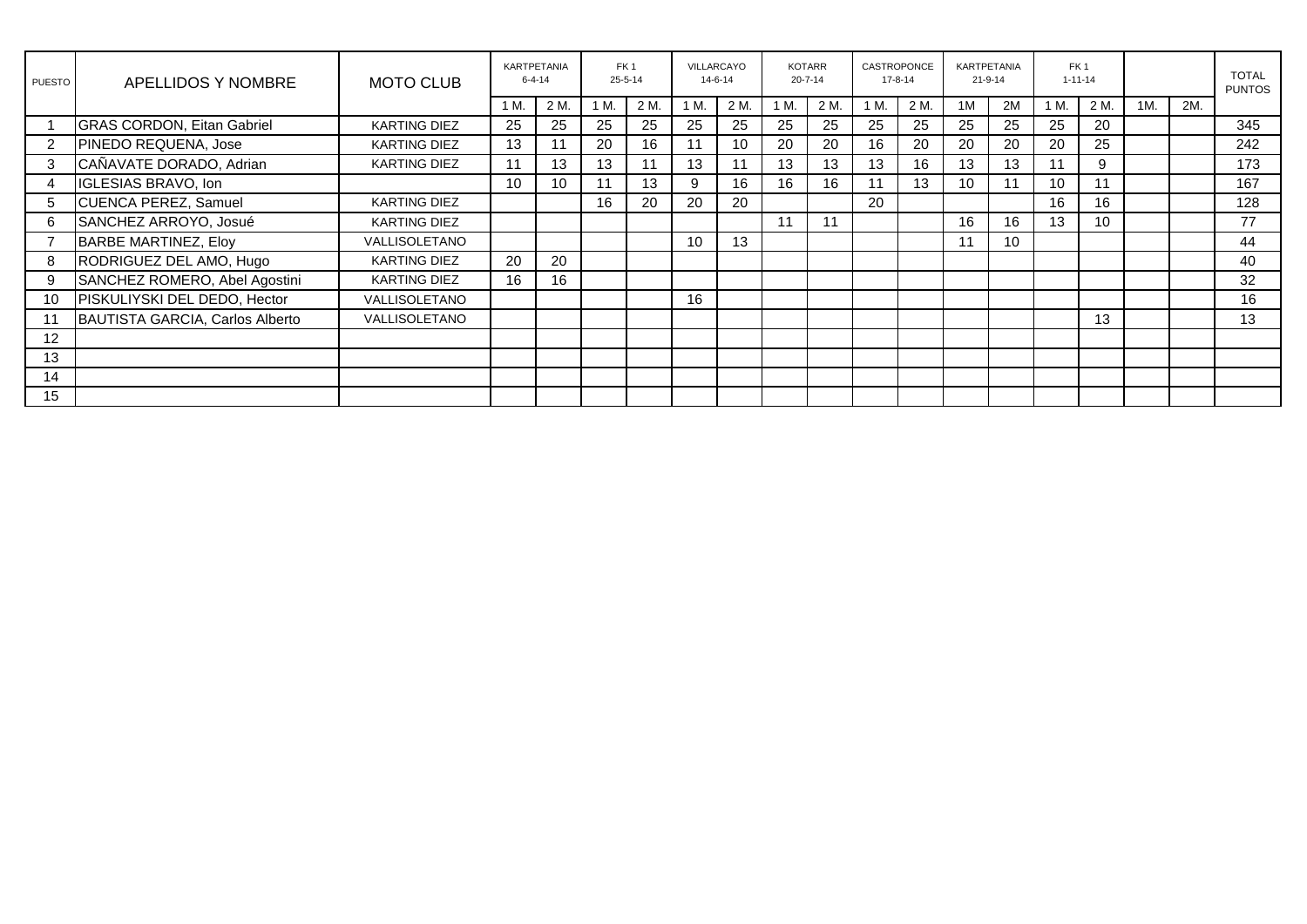| PUESTO | APELLIDOS Y NOMBRE | MOTO CLUB | KARTPETANIA 6-4-14 | | FK 1 25-5-14 | | VILLARCAYO 14-6-14 | | KOTARR 20-7-14 | | CASTROPONCE 17-8-14 | | KARTPETANIA 21-9-14 | | FK 1 1-11-14 | | | | TOTAL PUNTOS |
|---|---|---|---|---|---|---|---|---|---|---|---|---|---|---|---|---|---|---|---|
| | | | 1 M. | 2 M. | 1 M. | 2 M. | 1 M. | 2 M. | 1 M. | 2 M. | 1 M. | 2 M. | 1M | 2M | 1 M. | 2 M. | 1M. | 2M. | |
| 1 | GRAS CORDON, Eitan Gabriel | KARTING DIEZ | 25 | 25 | 25 | 25 | 25 | 25 | 25 | 25 | 25 | 25 | 25 | 25 | 25 | 20 | | | 345 |
| 2 | PINEDO REQUENA, Jose | KARTING DIEZ | 13 | 11 | 20 | 16 | 11 | 10 | 20 | 20 | 16 | 20 | 20 | 20 | 20 | 25 | | | 242 |
| 3 | CAÑAVATE DORADO, Adrian | KARTING DIEZ | 11 | 13 | 13 | 11 | 13 | 11 | 13 | 13 | 13 | 16 | 13 | 13 | 11 | 9 | | | 173 |
| 4 | IGLESIAS BRAVO, Ion | | 10 | 10 | 11 | 13 | 9 | 16 | 16 | 16 | 11 | 13 | 10 | 11 | 10 | 11 | | | 167 |
| 5 | CUENCA PEREZ, Samuel | KARTING DIEZ | | | 16 | 20 | 20 | 20 | | | 20 | | | | 16 | 16 | | | 128 |
| 6 | SANCHEZ ARROYO, Josué | KARTING DIEZ | | | | | | | 11 | 11 | | | 16 | 16 | 13 | 10 | | | 77 |
| 7 | BARBE MARTINEZ, Eloy | VALLISOLETANO | | | | | 10 | 13 | | | | | 11 | 10 | | | | | 44 |
| 8 | RODRIGUEZ DEL AMO, Hugo | KARTING DIEZ | 20 | 20 | | | | | | | | | | | | | | | 40 |
| 9 | SANCHEZ ROMERO, Abel Agostini | KARTING DIEZ | 16 | 16 | | | | | | | | | | | | | | | 32 |
| 10 | PISKULIYSKI DEL DEDO, Hector | VALLISOLETANO | | | | | 16 | | | | | | | | | | | | 16 |
| 11 | BAUTISTA GARCIA, Carlos Alberto | VALLISOLETANO | | | | | | | | | | | | | | 13 | | | 13 |
| 12 | | | | | | | | | | | | | | | | | | | |
| 13 | | | | | | | | | | | | | | | | | | | |
| 14 | | | | | | | | | | | | | | | | | | | |
| 15 | | | | | | | | | | | | | | | | | | | |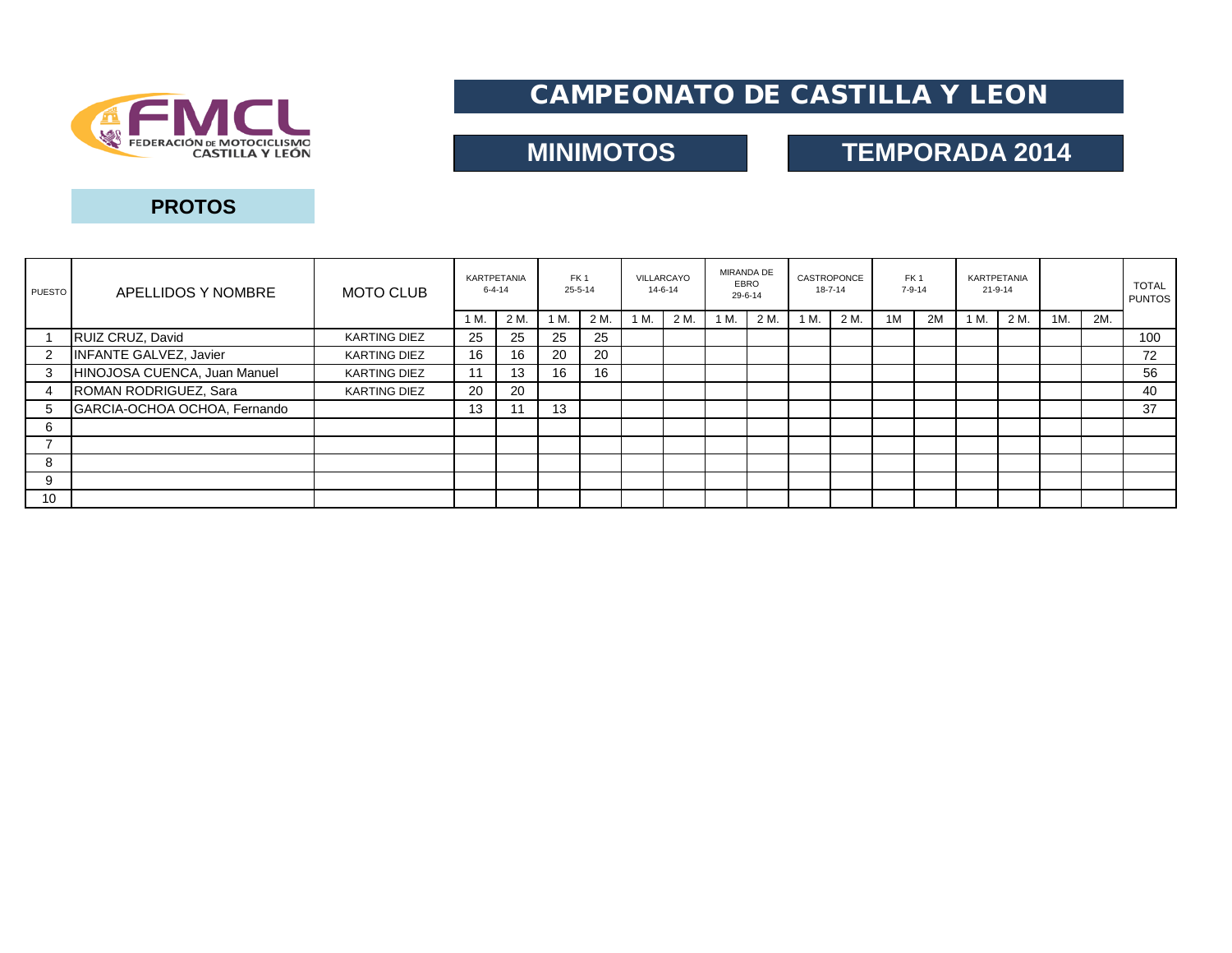FEDERACIÓN DE MOTOCICLISMO CASTILLA Y LEÓN

# CAMPEONATO DE CASTILLA Y LEON

## MINIMOTOS

## TEMPORADA 2014

### PROTOS

| PUESTO | APELLIDOS Y NOMBRE | MOTO CLUB | KARTPETANIA 6-4-14 | | FK 1 25-5-14 | | VILLARCAYO 14-6-14 | | MIRANDA DE EBRO 29-6-14 | | CASTROPONCE 18-7-14 | | FK 1 7-9-14 | | KARTPETANIA 21-9-14 | | | | TOTAL PUNTOS |
|---|---|---|---|---|---|---|---|---|---|---|---|---|---|---|---|---|---|---|---|
| | | | 1 M. | 2 M. | 1 M. | 2 M. | 1 M. | 2 M. | 1 M. | 2 M. | 1 M. | 2 M. | 1M | 2M | 1 M. | 2 M. | 1M. | 2M. | |
| 1 | RUIZ CRUZ, David | KARTING DIEZ | 25 | 25 | 25 | 25 | | | | | | | | | | | | | 100 |
| 2 | INFANTE GALVEZ, Javier | KARTING DIEZ | 16 | 16 | 20 | 20 | | | | | | | | | | | | | 72 |
| 3 | HINOJOSA CUENCA, Juan Manuel | KARTING DIEZ | 11 | 13 | 16 | 16 | | | | | | | | | | | | | 56 |
| 4 | ROMAN RODRIGUEZ, Sara | KARTING DIEZ | 20 | 20 | | | | | | | | | | | | | | | 40 |
| 5 | GARCIA-OCHOA OCHOA, Fernando | | 13 | 11 | 13 | | | | | | | | | | | | | | 37 |
| 6 | | | | | | | | | | | | | | | | | | | |
| 7 | | | | | | | | | | | | | | | | | | | |
| 8 | | | | | | | | | | | | | | | | | | | |
| 9 | | | | | | | | | | | | | | | | | | | |
| 10 | | | | | | | | | | | | | | | | | | | |